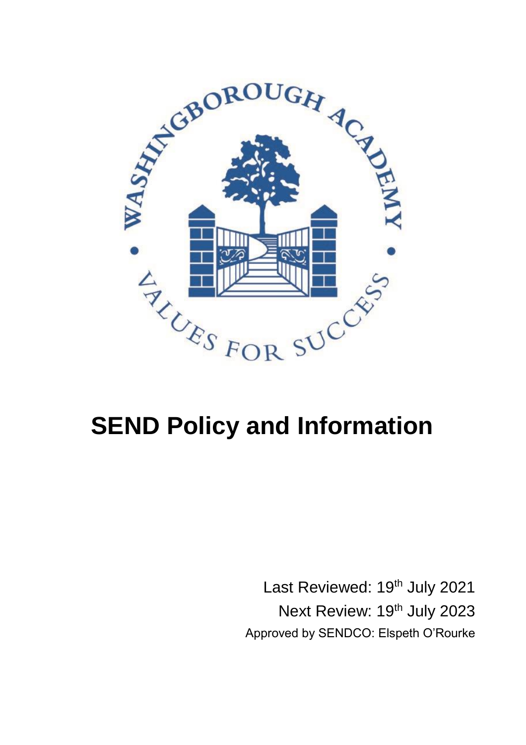WASHINGBOROUGH ACADEMY

VALUES FOR SUCCESS

# SEND Policy and Information

Last Reviewed: 19th July 2021

Next Review: 19th July 2023

Approved by SENDCO: Elspeth O'Rourke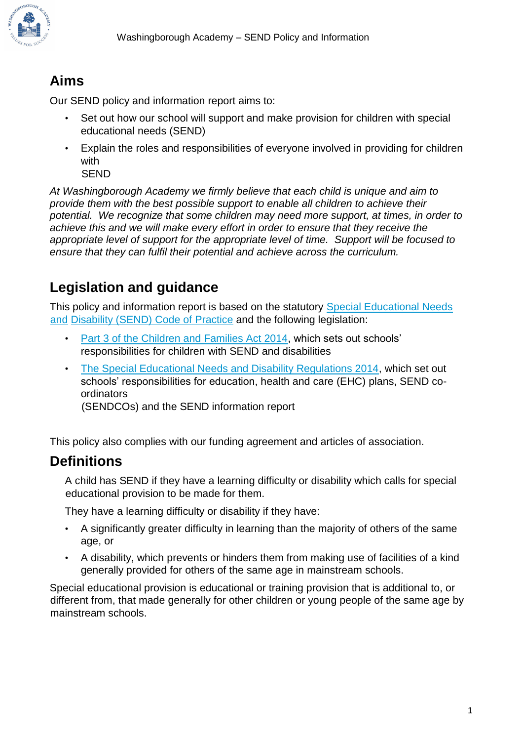## Aims

Our SEND policy and information report aims to:

- Set out how our school will support and make provision for children with special educational needs (SEND)
- Explain the roles and responsibilities of everyone involved in providing for children with SEND

*At Washingborough Academy we firmly believe that each child is unique and aim to provide them with the best possible support to enable all children to achieve their potential. We recognize that some children may need more support, at times, in order to achieve this and we will make every effort in order to ensure that they receive the appropriate level of support for the appropriate level of time. Support will be focused to ensure that they can fulfil their potential and achieve across the curriculum.*

## Legislation and guidance

This policy and information report is based on the statutory Special Educational Needs and Disability (SEND) Code of Practice and the following legislation:

- Part 3 of the Children and Families Act 2014, which sets out schools' responsibilities for children with SEND and disabilities
- The Special Educational Needs and Disability Regulations 2014, which set out schools' responsibilities for education, health and care (EHC) plans, SEND co-ordinators (SENDCOs) and the SEND information report

This policy also complies with our funding agreement and articles of association.

## Definitions

A child has SEND if they have a learning difficulty or disability which calls for special educational provision to be made for them.

They have a learning difficulty or disability if they have:

- A significantly greater difficulty in learning than the majority of others of the same age, or
- A disability, which prevents or hinders them from making use of facilities of a kind generally provided for others of the same age in mainstream schools.

Special educational provision is educational or training provision that is additional to, or different from, that made generally for other children or young people of the same age by mainstream schools.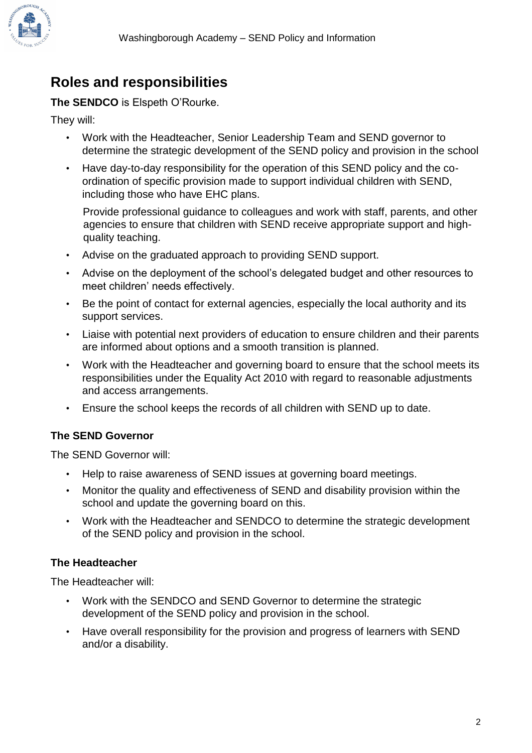## Roles and responsibilities

**The SENDCO** is Elspeth O'Rourke.

They will:

- Work with the Headteacher, Senior Leadership Team and SEND governor to determine the strategic development of the SEND policy and provision in the school
- Have day-to-day responsibility for the operation of this SEND policy and the co-ordination of specific provision made to support individual children with SEND, including those who have EHC plans.

  Provide professional guidance to colleagues and work with staff, parents, and other agencies to ensure that children with SEND receive appropriate support and high-quality teaching.
- Advise on the graduated approach to providing SEND support.
- Advise on the deployment of the school's delegated budget and other resources to meet children' needs effectively.
- Be the point of contact for external agencies, especially the local authority and its support services.
- Liaise with potential next providers of education to ensure children and their parents are informed about options and a smooth transition is planned.
- Work with the Headteacher and governing board to ensure that the school meets its responsibilities under the Equality Act 2010 with regard to reasonable adjustments and access arrangements.
- Ensure the school keeps the records of all children with SEND up to date.

**The SEND Governor**

The SEND Governor will:

- Help to raise awareness of SEND issues at governing board meetings.
- Monitor the quality and effectiveness of SEND and disability provision within the school and update the governing board on this.
- Work with the Headteacher and SENDCO to determine the strategic development of the SEND policy and provision in the school.

**The Headteacher**

The Headteacher will:

- Work with the SENDCO and SEND Governor to determine the strategic development of the SEND policy and provision in the school.
- Have overall responsibility for the provision and progress of learners with SEND and/or a disability.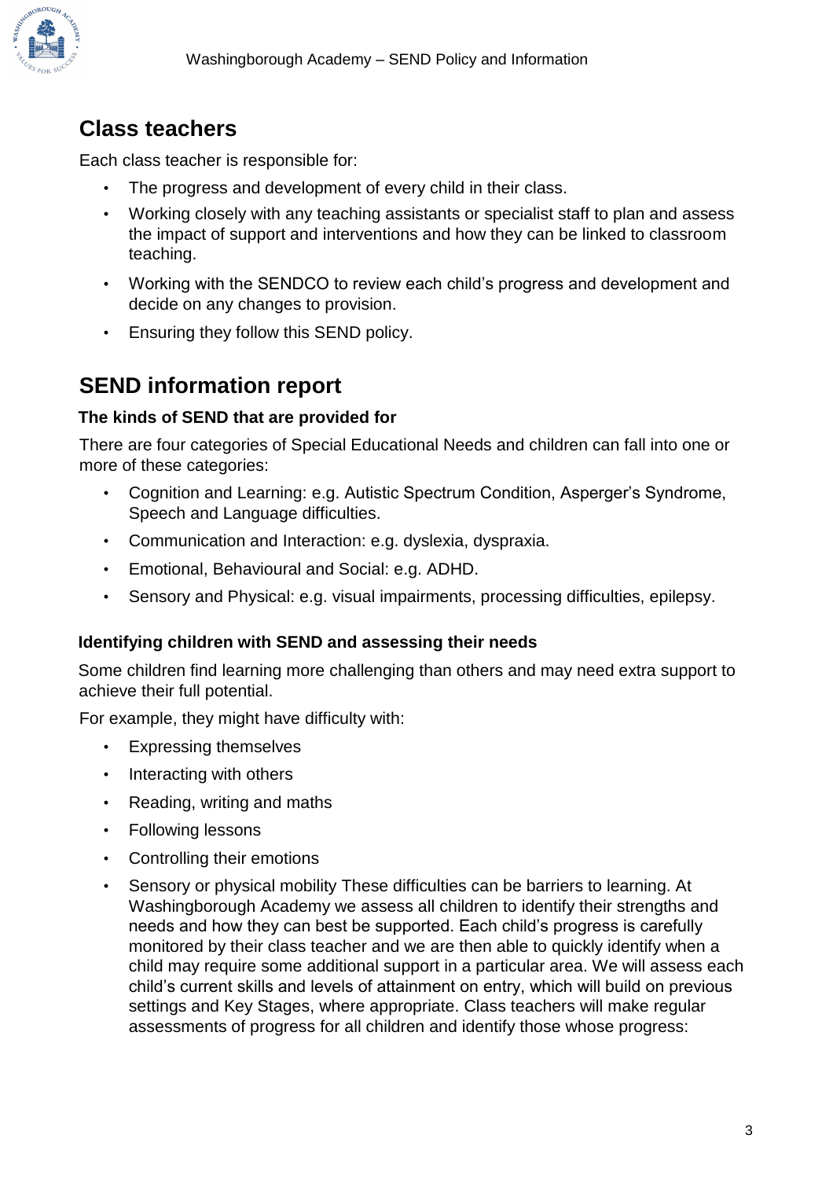## Class teachers

Each class teacher is responsible for:

- The progress and development of every child in their class.
- Working closely with any teaching assistants or specialist staff to plan and assess the impact of support and interventions and how they can be linked to classroom teaching.
- Working with the SENDCO to review each child's progress and development and decide on any changes to provision.
- Ensuring they follow this SEND policy.

## SEND information report

### The kinds of SEND that are provided for

There are four categories of Special Educational Needs and children can fall into one or more of these categories:

- Cognition and Learning: e.g. Autistic Spectrum Condition, Asperger's Syndrome, Speech and Language difficulties.
- Communication and Interaction: e.g. dyslexia, dyspraxia.
- Emotional, Behavioural and Social: e.g. ADHD.
- Sensory and Physical: e.g. visual impairments, processing difficulties, epilepsy.

### Identifying children with SEND and assessing their needs

Some children find learning more challenging than others and may need extra support to achieve their full potential.

For example, they might have difficulty with:

- Expressing themselves
- Interacting with others
- Reading, writing and maths
- Following lessons
- Controlling their emotions
- Sensory or physical mobility These difficulties can be barriers to learning. At Washingborough Academy we assess all children to identify their strengths and needs and how they can best be supported. Each child's progress is carefully monitored by their class teacher and we are then able to quickly identify when a child may require some additional support in a particular area. We will assess each child's current skills and levels of attainment on entry, which will build on previous settings and Key Stages, where appropriate. Class teachers will make regular assessments of progress for all children and identify those whose progress: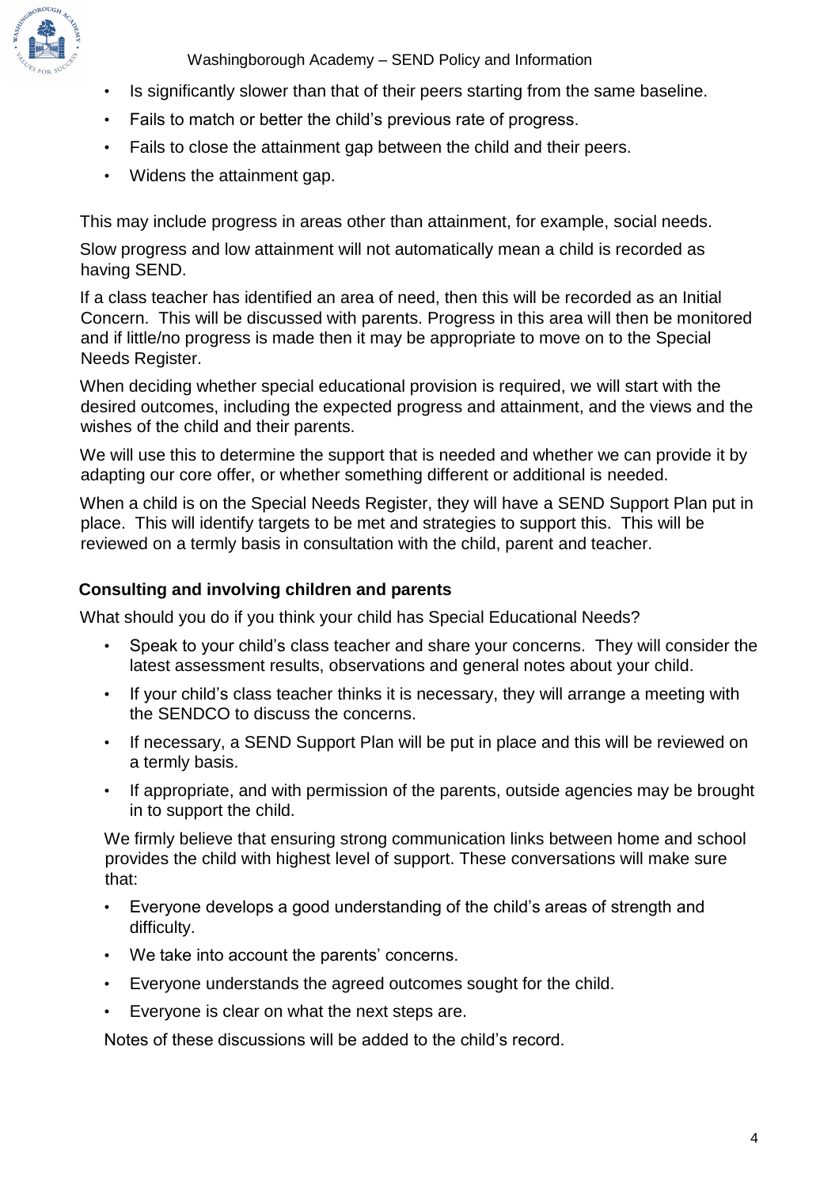- Is significantly slower than that of their peers starting from the same baseline.
- Fails to match or better the child's previous rate of progress.
- Fails to close the attainment gap between the child and their peers.
- Widens the attainment gap.

This may include progress in areas other than attainment, for example, social needs.

Slow progress and low attainment will not automatically mean a child is recorded as having SEND.

If a class teacher has identified an area of need, then this will be recorded as an Initial Concern. This will be discussed with parents. Progress in this area will then be monitored and if little/no progress is made then it may be appropriate to move on to the Special Needs Register.

When deciding whether special educational provision is required, we will start with the desired outcomes, including the expected progress and attainment, and the views and the wishes of the child and their parents.

We will use this to determine the support that is needed and whether we can provide it by adapting our core offer, or whether something different or additional is needed.

When a child is on the Special Needs Register, they will have a SEND Support Plan put in place. This will identify targets to be met and strategies to support this. This will be reviewed on a termly basis in consultation with the child, parent and teacher.

**Consulting and involving children and parents**

What should you do if you think your child has Special Educational Needs?

- Speak to your child's class teacher and share your concerns. They will consider the latest assessment results, observations and general notes about your child.
- If your child's class teacher thinks it is necessary, they will arrange a meeting with the SENDCO to discuss the concerns.
- If necessary, a SEND Support Plan will be put in place and this will be reviewed on a termly basis.
- If appropriate, and with permission of the parents, outside agencies may be brought in to support the child.

We firmly believe that ensuring strong communication links between home and school provides the child with highest level of support. These conversations will make sure that:

- Everyone develops a good understanding of the child's areas of strength and difficulty.
- We take into account the parents' concerns.
- Everyone understands the agreed outcomes sought for the child.
- Everyone is clear on what the next steps are.

Notes of these discussions will be added to the child's record.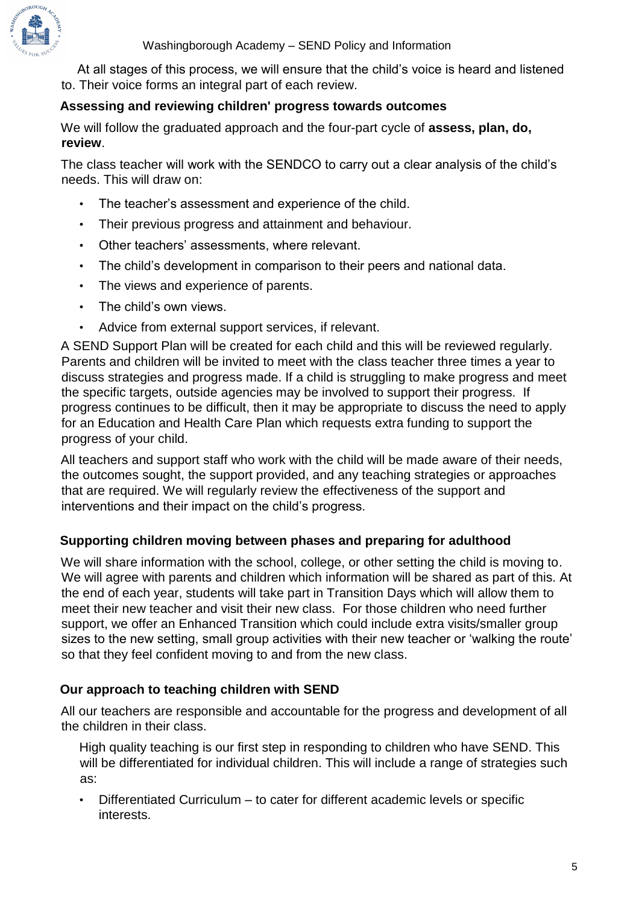At all stages of this process, we will ensure that the child's voice is heard and listened to. Their voice forms an integral part of each review.

### Assessing and reviewing children' progress towards outcomes

We will follow the graduated approach and the four-part cycle of **assess, plan, do, review**.

The class teacher will work with the SENDCO to carry out a clear analysis of the child's needs. This will draw on:

- The teacher's assessment and experience of the child.
- Their previous progress and attainment and behaviour.
- Other teachers' assessments, where relevant.
- The child's development in comparison to their peers and national data.
- The views and experience of parents.
- The child's own views.
- Advice from external support services, if relevant.

A SEND Support Plan will be created for each child and this will be reviewed regularly. Parents and children will be invited to meet with the class teacher three times a year to discuss strategies and progress made. If a child is struggling to make progress and meet the specific targets, outside agencies may be involved to support their progress. If progress continues to be difficult, then it may be appropriate to discuss the need to apply for an Education and Health Care Plan which requests extra funding to support the progress of your child.

All teachers and support staff who work with the child will be made aware of their needs, the outcomes sought, the support provided, and any teaching strategies or approaches that are required. We will regularly review the effectiveness of the support and interventions and their impact on the child's progress.

### Supporting children moving between phases and preparing for adulthood

We will share information with the school, college, or other setting the child is moving to. We will agree with parents and children which information will be shared as part of this. At the end of each year, students will take part in Transition Days which will allow them to meet their new teacher and visit their new class. For those children who need further support, we offer an Enhanced Transition which could include extra visits/smaller group sizes to the new setting, small group activities with their new teacher or 'walking the route' so that they feel confident moving to and from the new class.

### Our approach to teaching children with SEND

All our teachers are responsible and accountable for the progress and development of all the children in their class.

High quality teaching is our first step in responding to children who have SEND. This will be differentiated for individual children. This will include a range of strategies such as:

- Differentiated Curriculum – to cater for different academic levels or specific interests.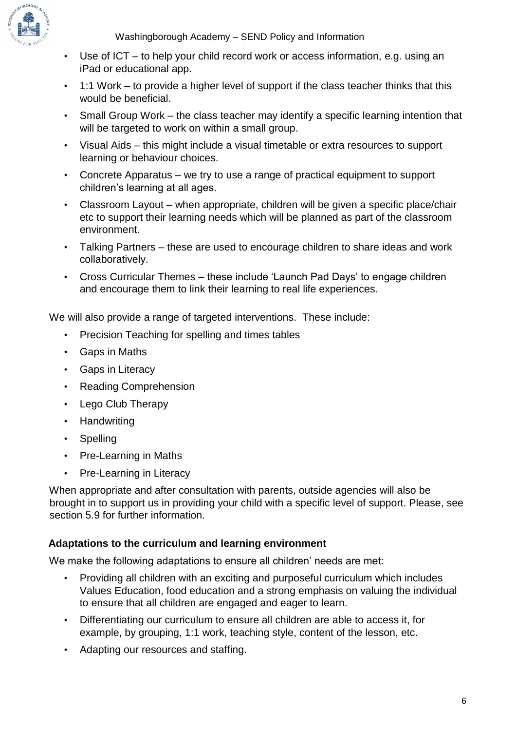- Use of ICT – to help your child record work or access information, e.g. using an iPad or educational app.
- 1:1 Work – to provide a higher level of support if the class teacher thinks that this would be beneficial.
- Small Group Work – the class teacher may identify a specific learning intention that will be targeted to work on within a small group.
- Visual Aids – this might include a visual timetable or extra resources to support learning or behaviour choices.
- Concrete Apparatus – we try to use a range of practical equipment to support children's learning at all ages.
- Classroom Layout – when appropriate, children will be given a specific place/chair etc to support their learning needs which will be planned as part of the classroom environment.
- Talking Partners – these are used to encourage children to share ideas and work collaboratively.
- Cross Curricular Themes – these include 'Launch Pad Days' to engage children and encourage them to link their learning to real life experiences.

We will also provide a range of targeted interventions. These include:

- Precision Teaching for spelling and times tables
- Gaps in Maths
- Gaps in Literacy
- Reading Comprehension
- Lego Club Therapy
- Handwriting
- Spelling
- Pre-Learning in Maths
- Pre-Learning in Literacy

When appropriate and after consultation with parents, outside agencies will also be brought in to support us in providing your child with a specific level of support. Please, see section 5.9 for further information.

### Adaptations to the curriculum and learning environment

We make the following adaptations to ensure all children' needs are met:

- Providing all children with an exciting and purposeful curriculum which includes Values Education, food education and a strong emphasis on valuing the individual to ensure that all children are engaged and eager to learn.
- Differentiating our curriculum to ensure all children are able to access it, for example, by grouping, 1:1 work, teaching style, content of the lesson, etc.
- Adapting our resources and staffing.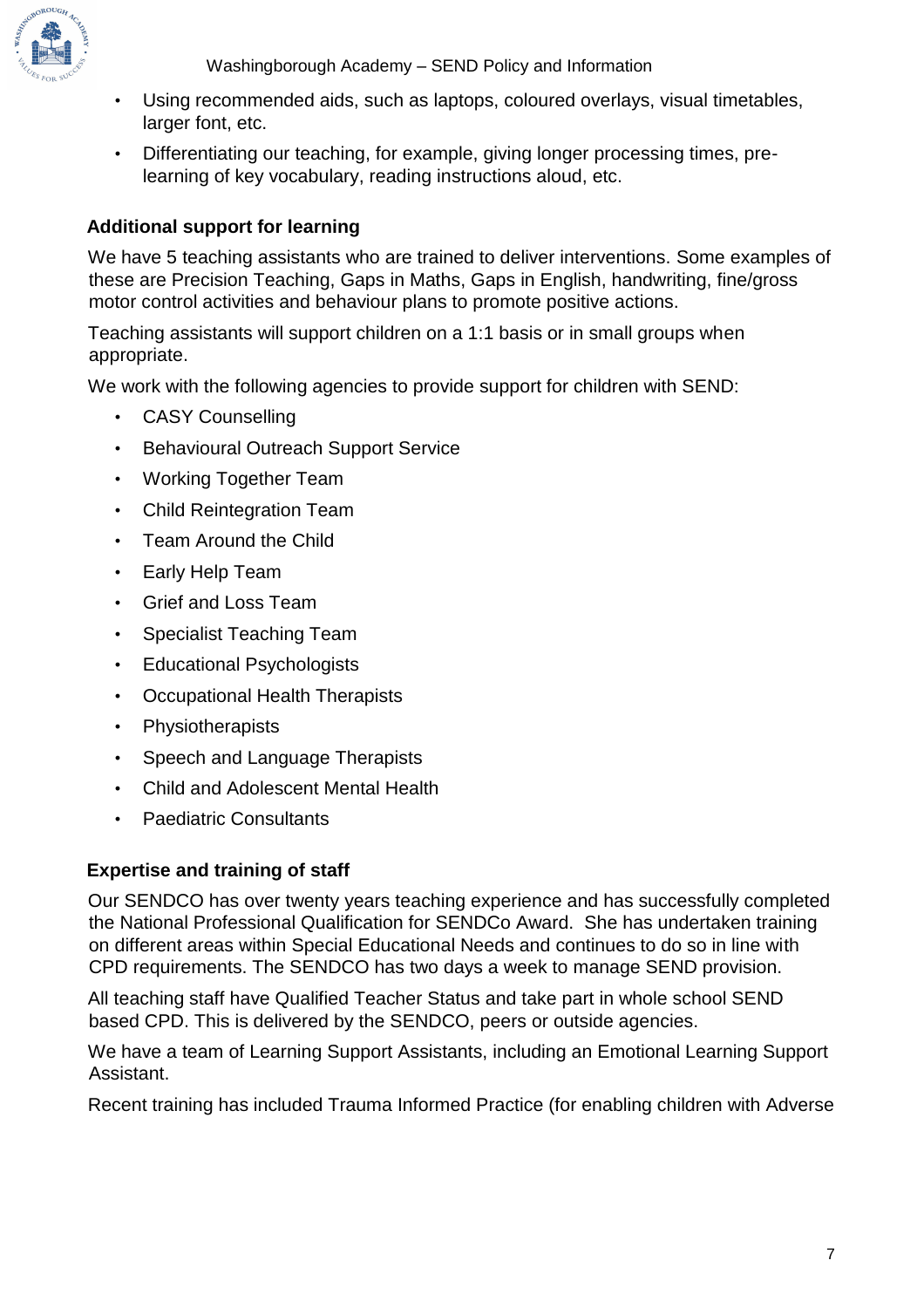- Using recommended aids, such as laptops, coloured overlays, visual timetables, larger font, etc.
- Differentiating our teaching, for example, giving longer processing times, pre-learning of key vocabulary, reading instructions aloud, etc.

**Additional support for learning**

We have 5 teaching assistants who are trained to deliver interventions. Some examples of these are Precision Teaching, Gaps in Maths, Gaps in English, handwriting, fine/gross motor control activities and behaviour plans to promote positive actions.

Teaching assistants will support children on a 1:1 basis or in small groups when appropriate.

We work with the following agencies to provide support for children with SEND:

- CASY Counselling
- Behavioural Outreach Support Service
- Working Together Team
- Child Reintegration Team
- Team Around the Child
- Early Help Team
- Grief and Loss Team
- Specialist Teaching Team
- Educational Psychologists
- Occupational Health Therapists
- Physiotherapists
- Speech and Language Therapists
- Child and Adolescent Mental Health
- Paediatric Consultants

**Expertise and training of staff**

Our SENDCO has over twenty years teaching experience and has successfully completed the National Professional Qualification for SENDCo Award. She has undertaken training on different areas within Special Educational Needs and continues to do so in line with CPD requirements. The SENDCO has two days a week to manage SEND provision.

All teaching staff have Qualified Teacher Status and take part in whole school SEND based CPD. This is delivered by the SENDCO, peers or outside agencies.

We have a team of Learning Support Assistants, including an Emotional Learning Support Assistant.

Recent training has included Trauma Informed Practice (for enabling children with Adverse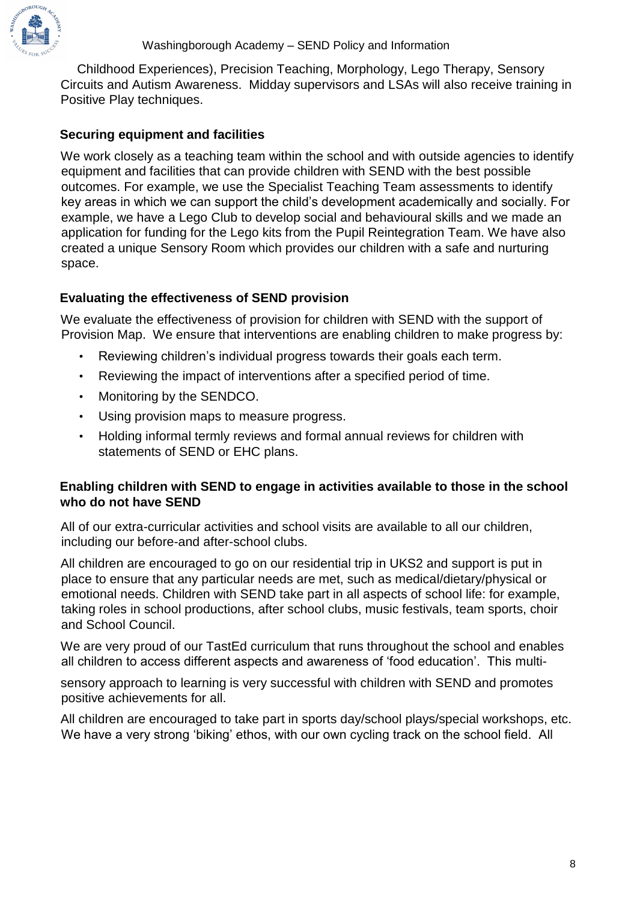Childhood Experiences), Precision Teaching, Morphology, Lego Therapy, Sensory Circuits and Autism Awareness. Midday supervisors and LSAs will also receive training in Positive Play techniques.

### Securing equipment and facilities

We work closely as a teaching team within the school and with outside agencies to identify equipment and facilities that can provide children with SEND with the best possible outcomes. For example, we use the Specialist Teaching Team assessments to identify key areas in which we can support the child's development academically and socially. For example, we have a Lego Club to develop social and behavioural skills and we made an application for funding for the Lego kits from the Pupil Reintegration Team. We have also created a unique Sensory Room which provides our children with a safe and nurturing space.

### Evaluating the effectiveness of SEND provision

We evaluate the effectiveness of provision for children with SEND with the support of Provision Map. We ensure that interventions are enabling children to make progress by:

- Reviewing children's individual progress towards their goals each term.
- Reviewing the impact of interventions after a specified period of time.
- Monitoring by the SENDCO.
- Using provision maps to measure progress.
- Holding informal termly reviews and formal annual reviews for children with statements of SEND or EHC plans.

### Enabling children with SEND to engage in activities available to those in the school who do not have SEND

All of our extra-curricular activities and school visits are available to all our children, including our before-and after-school clubs.

All children are encouraged to go on our residential trip in UKS2 and support is put in place to ensure that any particular needs are met, such as medical/dietary/physical or emotional needs. Children with SEND take part in all aspects of school life: for example, taking roles in school productions, after school clubs, music festivals, team sports, choir and School Council.

We are very proud of our TastEd curriculum that runs throughout the school and enables all children to access different aspects and awareness of 'food education'. This multi-sensory approach to learning is very successful with children with SEND and promotes positive achievements for all.

All children are encouraged to take part in sports day/school plays/special workshops, etc. We have a very strong 'biking' ethos, with our own cycling track on the school field. All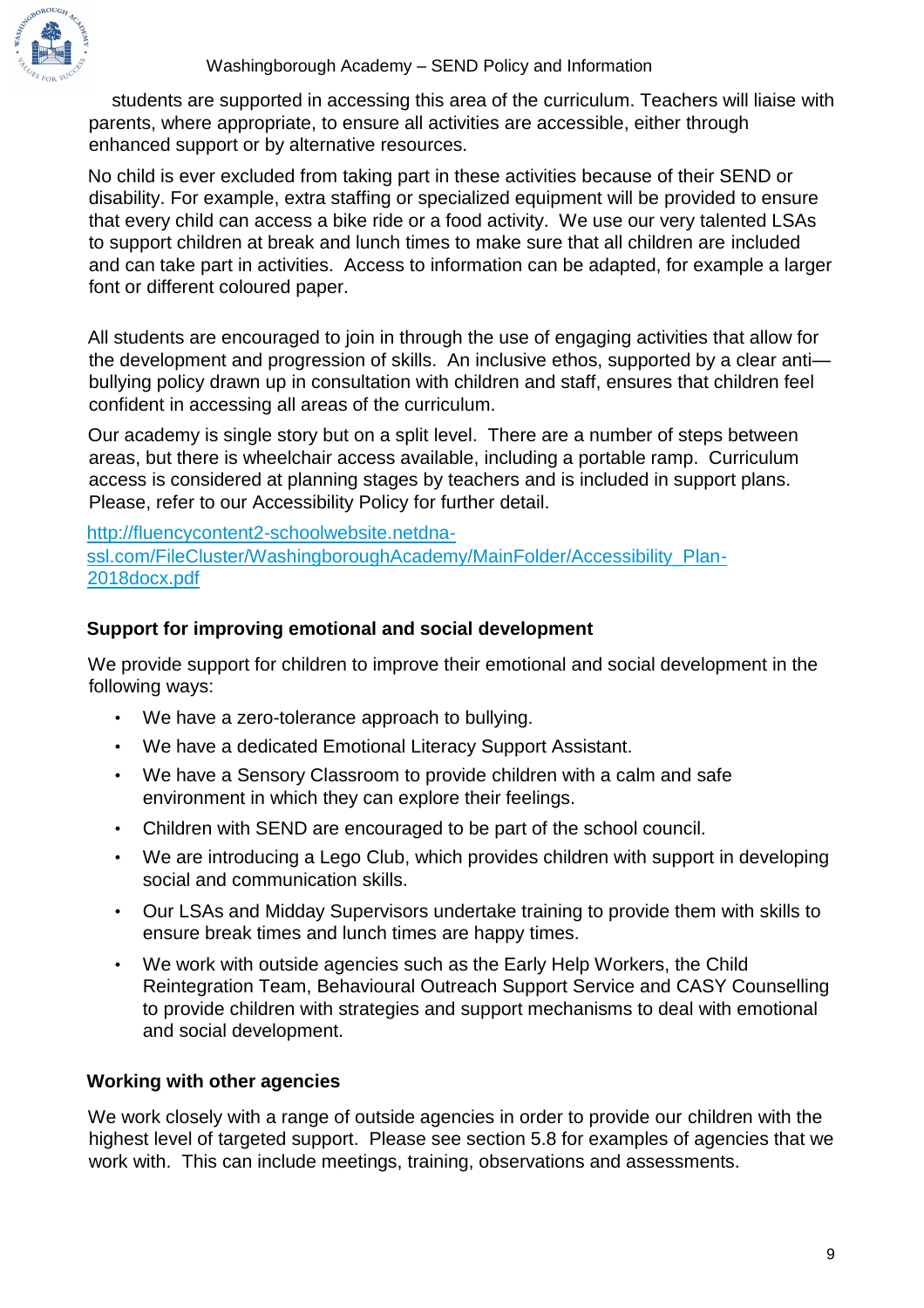students are supported in accessing this area of the curriculum. Teachers will liaise with parents, where appropriate, to ensure all activities are accessible, either through enhanced support or by alternative resources.

No child is ever excluded from taking part in these activities because of their SEND or disability. For example, extra staffing or specialized equipment will be provided to ensure that every child can access a bike ride or a food activity. We use our very talented LSAs to support children at break and lunch times to make sure that all children are included and can take part in activities. Access to information can be adapted, for example a larger font or different coloured paper.

All students are encouraged to join in through the use of engaging activities that allow for the development and progression of skills. An inclusive ethos, supported by a clear anti—bullying policy drawn up in consultation with children and staff, ensures that children feel confident in accessing all areas of the curriculum.

Our academy is single story but on a split level. There are a number of steps between areas, but there is wheelchair access available, including a portable ramp. Curriculum access is considered at planning stages by teachers and is included in support plans. Please, refer to our Accessibility Policy for further detail.

http://fluencycontent2-schoolwebsite.netdna-ssl.com/FileCluster/WashingboroughAcademy/MainFolder/Accessibility_Plan-2018docx.pdf

### Support for improving emotional and social development

We provide support for children to improve their emotional and social development in the following ways:

- We have a zero-tolerance approach to bullying.
- We have a dedicated Emotional Literacy Support Assistant.
- We have a Sensory Classroom to provide children with a calm and safe environment in which they can explore their feelings.
- Children with SEND are encouraged to be part of the school council.
- We are introducing a Lego Club, which provides children with support in developing social and communication skills.
- Our LSAs and Midday Supervisors undertake training to provide them with skills to ensure break times and lunch times are happy times.
- We work with outside agencies such as the Early Help Workers, the Child Reintegration Team, Behavioural Outreach Support Service and CASY Counselling to provide children with strategies and support mechanisms to deal with emotional and social development.

### Working with other agencies

We work closely with a range of outside agencies in order to provide our children with the highest level of targeted support. Please see section 5.8 for examples of agencies that we work with. This can include meetings, training, observations and assessments.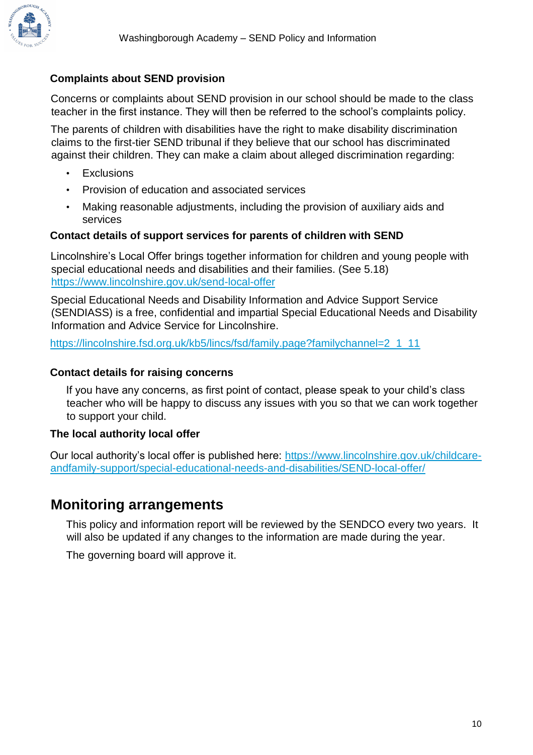### Complaints about SEND provision

Concerns or complaints about SEND provision in our school should be made to the class teacher in the first instance. They will then be referred to the school's complaints policy.

The parents of children with disabilities have the right to make disability discrimination claims to the first-tier SEND tribunal if they believe that our school has discriminated against their children. They can make a claim about alleged discrimination regarding:

- Exclusions
- Provision of education and associated services
- Making reasonable adjustments, including the provision of auxiliary aids and services

### Contact details of support services for parents of children with SEND

Lincolnshire's Local Offer brings together information for children and young people with special educational needs and disabilities and their families. (See 5.18) https://www.lincolnshire.gov.uk/send-local-offer

Special Educational Needs and Disability Information and Advice Support Service (SENDIASS) is a free, confidential and impartial Special Educational Needs and Disability Information and Advice Service for Lincolnshire.

https://lincolnshire.fsd.org.uk/kb5/lincs/fsd/family.page?familychannel=2_1_11

### Contact details for raising concerns

If you have any concerns, as first point of contact, please speak to your child's class teacher who will be happy to discuss any issues with you so that we can work together to support your child.

### The local authority local offer

Our local authority's local offer is published here: https://www.lincolnshire.gov.uk/childcare-andfamily-support/special-educational-needs-and-disabilities/SEND-local-offer/

## Monitoring arrangements

This policy and information report will be reviewed by the SENDCO every two years. It will also be updated if any changes to the information are made during the year.

The governing board will approve it.